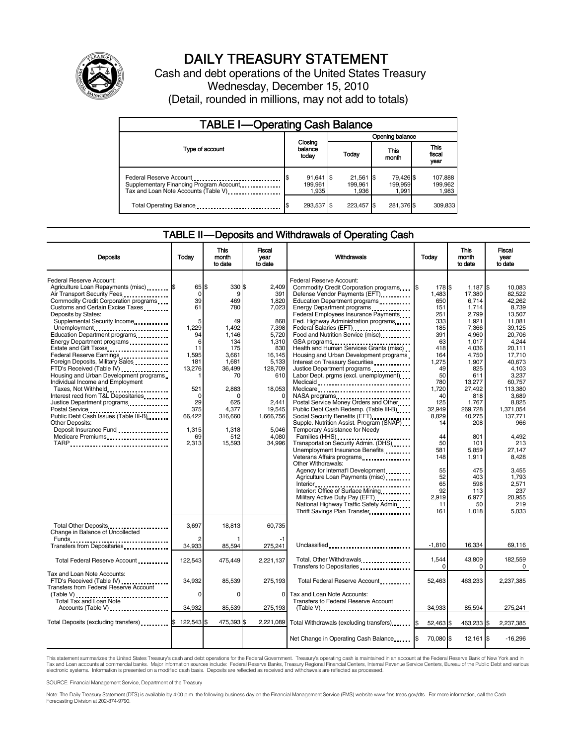# DAILY TREASURY STATEMENT

Cash and debt operations of the United States Treasury

Wednesday, December 15, 2010

(Detail, rounded in millions, may not add to totals)

## TABLE I—Operating Cash Balance

| Type of account | Closing balance today | Opening balance Today | Opening balance This month | Opening balance This fiscal year |
|---|---|---|---|---|
| Federal Reserve Account | $ 91,641 | $ 21,561 | $ 79,426 | $ 107,888 |
| Supplementary Financing Program Account | 199,961 | 199,961 | 199,959 | 199,962 |
| Tax and Loan Note Accounts (Table V) | 1,935 | 1,936 | 1,991 | 1,983 |
| Total Operating Balance | $ 293,537 | $ 223,457 | $ 281,376 | $ 309,833 |

## TABLE II—Deposits and Withdrawals of Operating Cash

| Deposits | Today | This month to date | Fiscal year to date |
|---|---|---|---|
| Federal Reserve Account: | | | |
| Agriculture Loan Repayments (misc) | $ 65 | $ 330 | $ 2,409 |
| Air Transport Security Fees | 0 | 9 | 391 |
| Commodity Credit Corporation programs | 39 | 469 | 1,820 |
| Customs and Certain Excise Taxes | 61 | 780 | 7,023 |
| Deposits by States: | | | |
| Supplemental Security Income | 5 | 49 | 868 |
| Unemployment | 1,229 | 1,492 | 7,398 |
| Education Department programs | 94 | 1,146 | 5,720 |
| Energy Department programs | 6 | 134 | 1,310 |
| Estate and Gift Taxes | 11 | 175 | 830 |
| Federal Reserve Earnings | 1,595 | 3,661 | 16,145 |
| Foreign Deposits, Military Sales | 181 | 1,681 | 5,133 |
| FTD's Received (Table IV) | 13,276 | 36,499 | 128,709 |
| Housing and Urban Development programs | 1 | 70 | 610 |
| Individual Income and Employment Taxes, Not Withheld | 521 | 2,883 | 18,053 |
| Interest recd from T&L Depositaries | 0 | 0 | 0 |
| Justice Department programs | 29 | 625 | 2,441 |
| Postal Service | 375 | 4,377 | 19,545 |
| Public Debt Cash Issues (Table III-B) | 66,422 | 316,660 | 1,666,756 |
| Other Deposits: | | | |
| Deposit Insurance Fund | 1,315 | 1,318 | 5,046 |
| Medicare Premiums | 69 | 512 | 4,080 |
| TARP | 2,313 | 15,593 | 34,996 |
| Total Other Deposits | 3,697 | 18,813 | 60,735 |
| Change in Balance of Uncollected Funds | 2 | 1 | -1 |
| Transfers from Depositaries | 34,933 | 85,594 | 275,241 |
| Total Federal Reserve Account | 122,543 | 475,449 | 2,221,137 |
| Tax and Loan Note Accounts: | | | |
| FTD's Received (Table IV) | 34,932 | 85,539 | 275,193 |
| Transfers from Federal Reserve Account (Table V) | 0 | 0 | 0 |
| Total Tax and Loan Note Accounts (Table V) | 34,932 | 85,539 | 275,193 |
| Total Deposits (excluding transfers) | $ 122,543 | $ 475,393 | $ 2,221,089 |

| Withdrawals | Today | This month to date | Fiscal year to date |
|---|---|---|---|
| Federal Reserve Account: | | | |
| Commodity Credit Corporation programs | $ 178 | $ 1,187 | $ 10,083 |
| Defense Vendor Payments (EFT) | 1,483 | 17,380 | 82,522 |
| Education Department programs | 650 | 6,714 | 42,262 |
| Energy Department programs | 151 | 1,714 | 8,739 |
| Federal Employees Insurance Payments | 251 | 2,799 | 13,507 |
| Fed. Highway Administration programs | 333 | 1,921 | 11,081 |
| Federal Salaries (EFT) | 185 | 7,366 | 39,125 |
| Food and Nutrition Service (misc) | 391 | 4,960 | 20,706 |
| GSA programs | 63 | 1,017 | 4,244 |
| Health and Human Services Grants (misc) | 418 | 4,036 | 20,111 |
| Housing and Urban Development programs | 164 | 4,750 | 17,710 |
| Interest on Treasury Securities | 1,275 | 1,907 | 40,673 |
| Justice Department programs | 49 | 825 | 4,103 |
| Labor Dept. prgms (excl. unemployment) | 50 | 611 | 3,237 |
| Medicaid | 780 | 13,277 | 60,757 |
| Medicare | 1,720 | 27,492 | 113,380 |
| NASA programs | 40 | 818 | 3,689 |
| Postal Service Money Orders and Other | 125 | 1,767 | 8,825 |
| Public Debt Cash Redemp. (Table III-B) | 32,949 | 269,728 | 1,371,054 |
| Social Security Benefits (EFT) | 8,829 | 40,275 | 137,771 |
| Supple. Nutrition Assist. Program (SNAP) | 14 | 208 | 966 |
| Temporary Assistance for Needy Families (HHS) | 44 | 801 | 4,492 |
| Transportation Security Admin. (DHS) | 50 | 101 | 213 |
| Unemployment Insurance Benefits | 581 | 5,859 | 27,147 |
| Veterans Affairs programs | 148 | 1,911 | 8,428 |
| Other Withdrawals: | | | |
| Agency for Internat'l Development | 55 | 475 | 3,455 |
| Agriculture Loan Payments (misc) | 52 | 403 | 1,793 |
| Interior | 65 | 598 | 2,571 |
| Interior: Office of Surface Mining | 92 | 113 | 237 |
| Military Active Duty Pay (EFT) | 2,919 | 6,977 | 20,955 |
| National Highway Traffic Safety Admin | 11 | 50 | 219 |
| Thrift Savings Plan Transfer | 161 | 1,018 | 5,033 |
| Unclassified | -1,810 | 16,334 | 69,116 |
| Total, Other Withdrawals | 1,544 | 43,809 | 182,559 |
| Transfers to Depositaries | 0 | 0 | 0 |
| Total Federal Reserve Account | 52,463 | 463,233 | 2,237,385 |
| Tax and Loan Note Accounts: | | | |
| Transfers to Federal Reserve Account (Table V) | 34,933 | 85,594 | 275,241 |
| Total Withdrawals (excluding transfers) | $ 52,463 | $ 463,233 | $ 2,237,385 |
| Net Change in Operating Cash Balance | $ 70,080 | $ 12,161 | $ -16,296 |

This statement summarizes the United States Treasury's cash and debt operations for the Federal Government. Treasury's operating cash is maintained in an account at the Federal Reserve Bank of New York and in Tax and Loan accounts at commercial banks. Major information sources include: Federal Reserve Banks, Treasury Regional Financial Centers, Internal Revenue Service Centers, Bureau of the Public Debt and various electronic systems. Information is presented on a modified cash basis. Deposits are reflected as received and withdrawals are reflected as processed.

SOURCE: Financial Management Service, Department of the Treasury

Note: The Daily Treasury Statement (DTS) is available by 4:00 p.m. the following business day on the Financial Management Service (FMS) website www.fms.treas.gov/dts. For more information, call the Cash Forecasting Division at 202-874-9790.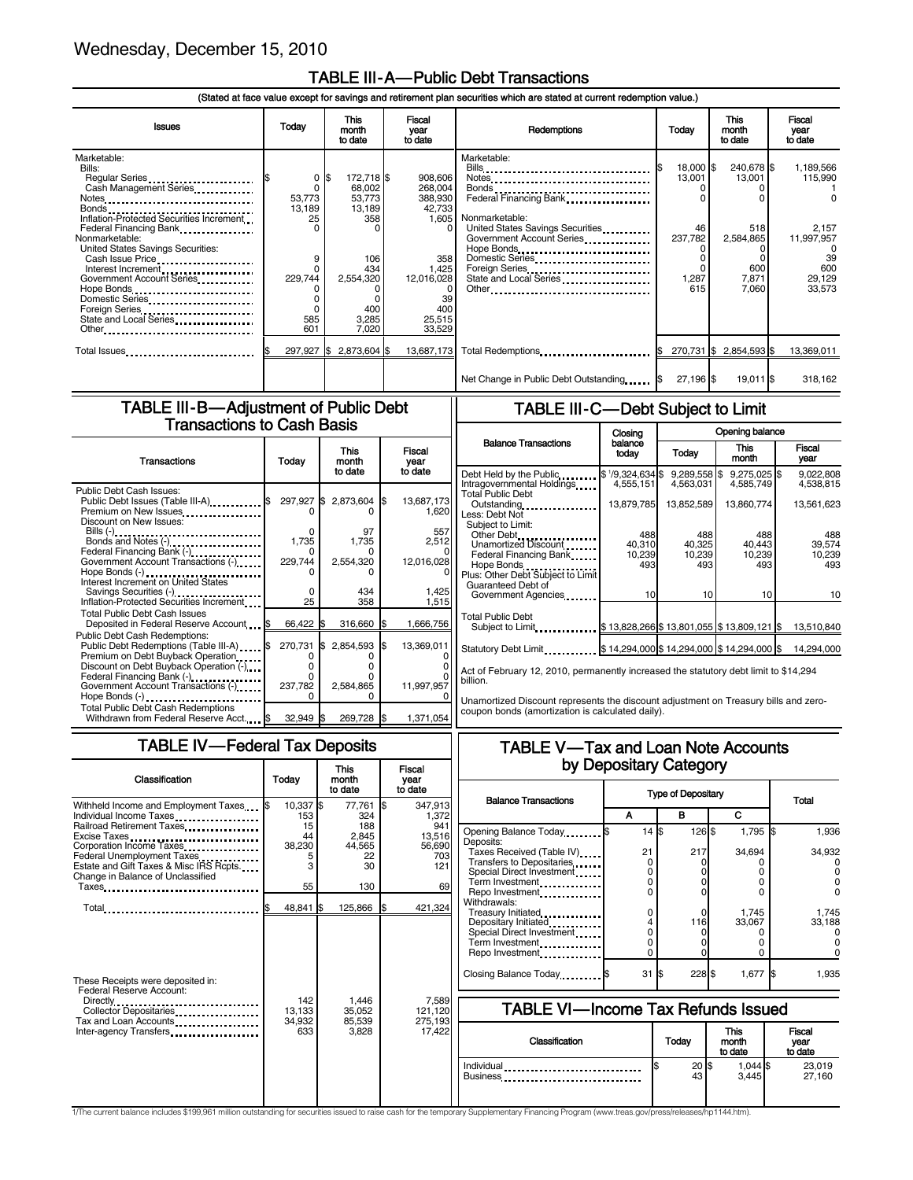Wednesday, December 15, 2010

## TABLE III-A—Public Debt Transactions

(Stated at face value except for savings and retirement plan securities which are stated at current redemption value.)

| Issues | Today | This month to date | Fiscal year to date |
|---|---|---|---|
| Marketable: | | | |
| Bills: | | | |
| Regular Series | $ 0 | $ 172,718 | $ 908,606 |
| Cash Management Series | 0 | 68,002 | 268,004 |
| Notes | 53,773 | 53,773 | 388,930 |
| Bonds | 13,189 | 13,189 | 42,733 |
| Inflation-Protected Securities Increment | 25 | 358 | 1,605 |
| Federal Financing Bank | 0 | 0 | 0 |
| Nonmarketable: | | | |
| United States Savings Securities: | | | |
| Cash Issue Price | 9 | 106 | 358 |
| Interest Increment | 0 | 434 | 1,425 |
| Government Account Series | 229,744 | 2,554,320 | 12,016,028 |
| Hope Bonds | 0 | 0 | 0 |
| Domestic Series | 0 | 0 | 39 |
| Foreign Series | 0 | 400 | 400 |
| State and Local Series | 585 | 3,285 | 25,515 |
| Other | 601 | 7,020 | 33,529 |
| Total Issues | $ 297,927 | $ 2,873,604 | $ 13,687,173 |

| Redemptions | Today | This month to date | Fiscal year to date |
|---|---|---|---|
| Marketable: | | | |
| Bills | $ 18,000 | $ 240,678 | $ 1,189,566 |
| Notes | 13,001 | 13,001 | 115,990 |
| Bonds | 0 | 0 | 1 |
| Federal Financing Bank | 0 | 0 | 0 |
| Nonmarketable: | | | |
| United States Savings Securities | 46 | 518 | 2,157 |
| Government Account Series | 237,782 | 2,584,865 | 11,997,957 |
| Hope Bonds | 0 | 0 | 0 |
| Domestic Series | 0 | 0 | 39 |
| Foreign Series | 0 | 600 | 600 |
| State and Local Series | 1,287 | 7,871 | 29,129 |
| Other | 615 | 7,060 | 33,573 |
| Total Redemptions | $ 270,731 | $ 2,854,593 | $ 13,369,011 |
| Net Change in Public Debt Outstanding | $ 27,196 | $ 19,011 | $ 318,162 |

## TABLE III-B—Adjustment of Public Debt Transactions to Cash Basis

| Transactions | Today | This month to date | Fiscal year to date |
|---|---|---|---|
| Public Debt Cash Issues: | | | |
| Public Debt Issues (Table III-A) | $ 297,927 | $ 2,873,604 | $ 13,687,173 |
| Premium on New Issues | 0 | 0 | 1,620 |
| Discount on New Issues: | | | |
| Bills (-) | 0 | 97 | 557 |
| Bonds and Notes (-) | 1,735 | 1,735 | 2,512 |
| Federal Financing Bank (-) | 0 | 0 | 0 |
| Government Account Transactions (-) | 229,744 | 2,554,320 | 12,016,028 |
| Hope Bonds (-) | 0 | 0 | 0 |
| Interest Increment on United States Savings Securities (-) | 0 | 434 | 1,425 |
| Inflation-Protected Securities Increment | 25 | 358 | 1,515 |
| Total Public Debt Cash Issues Deposited in Federal Reserve Account | $ 66,422 | $ 316,660 | $ 1,666,756 |
| Public Debt Cash Redemptions: | | | |
| Public Debt Redemptions (Table III-A) | $ 270,731 | $ 2,854,593 | $ 13,369,011 |
| Premium on Debt Buyback Operation | 0 | 0 | 0 |
| Discount on Debt Buyback Operation (-) | 0 | 0 | 0 |
| Federal Financing Bank (-) | 0 | 0 | 0 |
| Government Account Transactions (-) | 237,782 | 2,584,865 | 11,997,957 |
| Hope Bonds (-) | 0 | 0 | 0 |
| Total Public Debt Cash Redemptions Withdrawn from Federal Reserve Acct. | $ 32,949 | $ 269,728 | $ 1,371,054 |

## TABLE III-C—Debt Subject to Limit

| Balance Transactions | Closing balance today | Opening balance Today | Opening balance This month | Opening balance Fiscal year |
|---|---|---|---|---|
| Debt Held by the Public | $ [1]9,324,634 | $ 9,289,558 | $ 9,275,025 | $ 9,022,808 |
| Intragovernmental Holdings | 4,555,151 | 4,563,031 | 4,585,749 | 4,538,815 |
| Total Public Debt Outstanding | 13,879,785 | 13,852,589 | 13,860,774 | 13,561,623 |
| Less: Debt Not Subject to Limit: | | | | |
| Other Debt | 488 | 488 | 488 | 488 |
| Unamortized Discount | 40,310 | 40,325 | 40,443 | 39,574 |
| Federal Financing Bank | 10,239 | 10,239 | 10,239 | 10,239 |
| Hope Bonds | 493 | 493 | 493 | 493 |
| Plus: Other Debt Subject to Limit Guaranteed Debt of Government Agencies | 10 | 10 | 10 | 10 |
| Total Public Debt Subject to Limit | $ 13,828,266 | $ 13,801,055 | $ 13,809,121 | $ 13,510,840 |
| Statutory Debt Limit | $ 14,294,000 | $ 14,294,000 | $ 14,294,000 | $ 14,294,000 |

Act of February 12, 2010, permanently increased the statutory debt limit to $14,294 billion.

Unamortized Discount represents the discount adjustment on Treasury bills and zero-coupon bonds (amortization is calculated daily).

## TABLE IV—Federal Tax Deposits

| Classification | Today | This month to date | Fiscal year to date |
|---|---|---|---|
| Withheld Income and Employment Taxes | $ 10,337 | $ 77,761 | $ 347,913 |
| Individual Income Taxes | 153 | 324 | 1,372 |
| Railroad Retirement Taxes | 15 | 188 | 941 |
| Excise Taxes | 44 | 2,845 | 13,516 |
| Corporation Income Taxes | 38,230 | 44,565 | 56,690 |
| Federal Unemployment Taxes | 5 | 22 | 703 |
| Estate and Gift Taxes & Misc IRS Rcpts. | 3 | 30 | 121 |
| Change in Balance of Unclassified Taxes | 55 | 130 | 69 |
| Total | $ 48,841 | $ 125,866 | $ 421,324 |
| These Receipts were deposited in: | | | |
| Federal Reserve Account: | | | |
| Directly | 142 | 1,446 | 7,589 |
| Collector Depositaries | 13,133 | 35,052 | 121,120 |
| Tax and Loan Accounts | 34,932 | 85,539 | 275,193 |
| Inter-agency Transfers | 633 | 3,828 | 17,422 |

## TABLE V—Tax and Loan Note Accounts by Depositary Category

| Balance Transactions | Type of Depositary A | Type of Depositary B | Type of Depositary C | Total |
|---|---|---|---|---|
| Opening Balance Today | $ 14 | $ 126 | $ 1,795 | $ 1,936 |
| Deposits: | | | | |
| Taxes Received (Table IV) | 21 | 217 | 34,694 | 34,932 |
| Transfers to Depositaries | 0 | 0 | 0 | 0 |
| Special Direct Investment | 0 | 0 | 0 | 0 |
| Term Investment | 0 | 0 | 0 | 0 |
| Repo Investment | 0 | 0 | 0 | 0 |
| Withdrawals: | | | | |
| Treasury Initiated | 0 | 0 | 1,745 | 1,745 |
| Depositary Initiated | 4 | 116 | 33,067 | 33,188 |
| Special Direct Investment | 0 | 0 | 0 | 0 |
| Term Investment | 0 | 0 | 0 | 0 |
| Repo Investment | 0 | 0 | 0 | 0 |
| Closing Balance Today | $ 31 | $ 228 | $ 1,677 | $ 1,935 |

## TABLE VI—Income Tax Refunds Issued

| Classification | Today | This month to date | Fiscal year to date |
|---|---|---|---|
| Individual | $ 20 | $ 1,044 | $ 23,019 |
| Business | 43 | 3,445 | 27,160 |

1/The current balance includes $199,961 million outstanding for securities issued to raise cash for the temporary Supplementary Financing Program (www.treas.gov/press/releases/hp1144.htm).